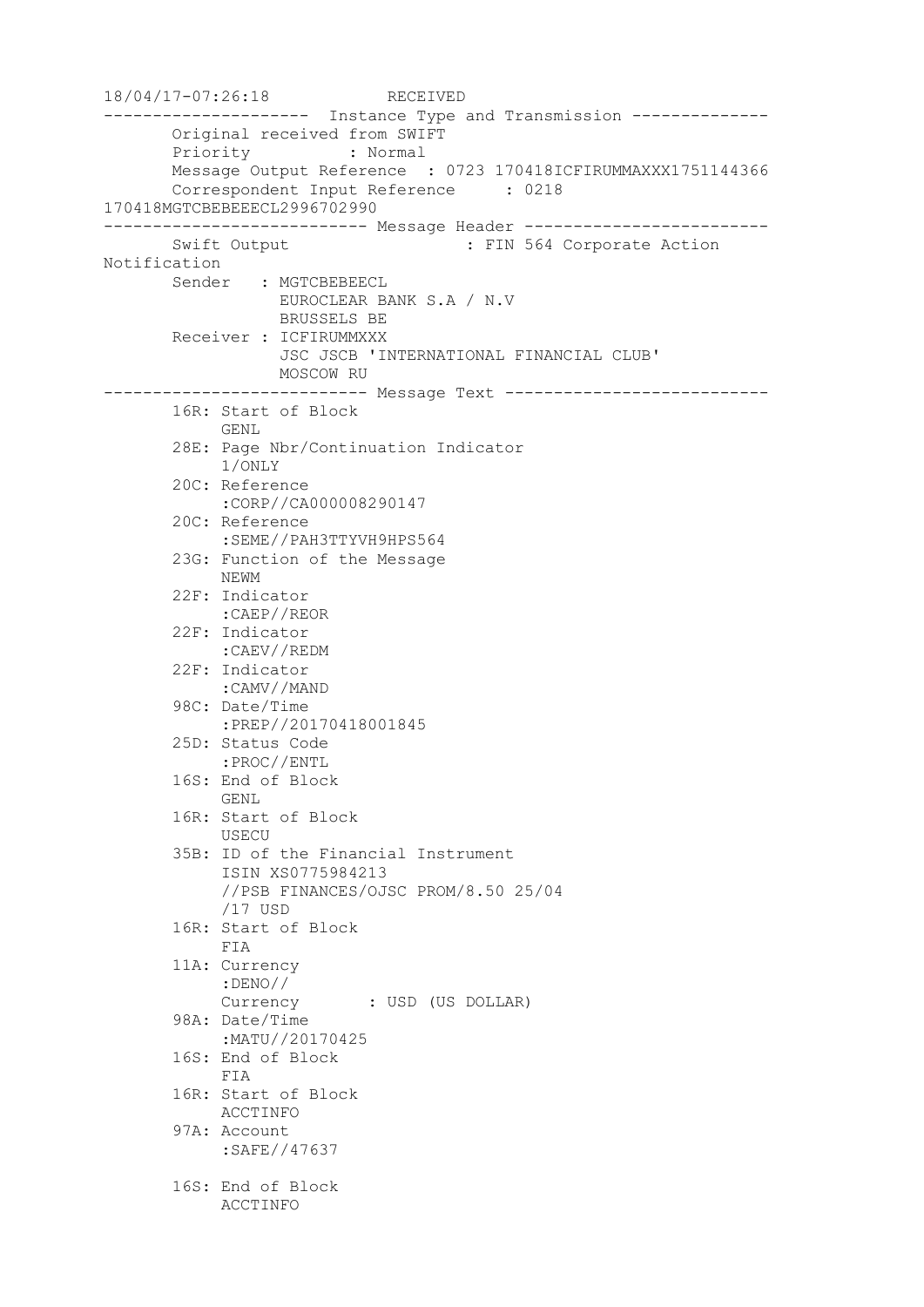```
18/04/17-07:26:18            RECEIVED
---------------------  Instance Type and Transmission --------------
       Original received from SWIFT
       Priority          : Normal
       Message Output Reference  : 0723 170418ICFIRUMMAXXX1751144366
       Correspondent Input Reference     : 0218
170418MGTCBEBEEECL2996702990
--------------------------- Message Header -------------------------
       Swift Output                  : FIN 564 Corporate Action
Notification
       Sender   : MGTCBEBEECL
                  EUROCLEAR BANK S.A / N.V
                  BRUSSELS BE
       Receiver : ICFIRUMMXXX
                  JSC JSCB 'INTERNATIONAL FINANCIAL CLUB'
                  MOSCOW RU
--------------------------- Message Text ---------------------------
       16R: Start of Block
            GENL
       28E: Page Nbr/Continuation Indicator
            1/ONLY
       20C: Reference
            :CORP//CA000008290147
       20C: Reference
            :SEME//PAH3TTYVH9HPS564
       23G: Function of the Message
            NEWM
       22F: Indicator
            :CAEP//REOR
       22F: Indicator
            :CAEV//REDM
       22F: Indicator
            :CAMV//MAND
       98C: Date/Time
            :PREP//20170418001845
       25D: Status Code
            :PROC//ENTL
       16S: End of Block
            GENL
       16R: Start of Block
            USECU
       35B: ID of the Financial Instrument
            ISIN XS0775984213
            //PSB FINANCES/OJSC PROM/8.50 25/04
            /17 USD
       16R: Start of Block
            FIA
       11A: Currency
            :DENO//
            Currency       : USD (US DOLLAR)
       98A: Date/Time
            :MATU//20170425
       16S: End of Block
            FIA
       16R: Start of Block
            ACCTINFO
       97A: Account
            :SAFE//47637

       16S: End of Block
            ACCTINFO
```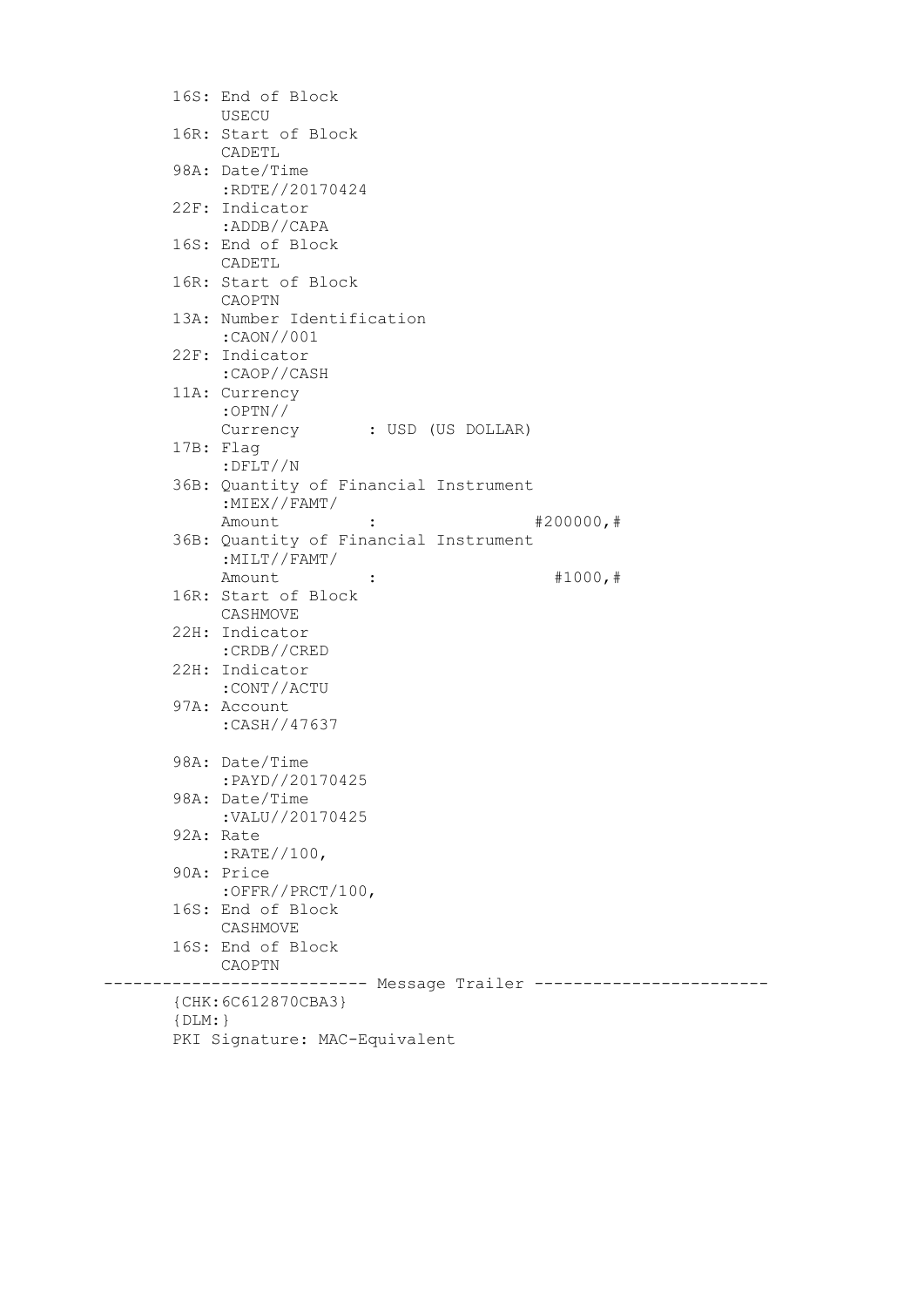```
        16S: End of Block
             USECU
        16R: Start of Block
             CADETL
        98A: Date/Time
             :RDTE//20170424
        22F: Indicator
             :ADDB//CAPA
        16S: End of Block
             CADETL
        16R: Start of Block
             CAOPTN
        13A: Number Identification
             :CAON//001
        22F: Indicator
             :CAOP//CASH
        11A: Currency
             :OPTN//
             Currency       : USD (US DOLLAR)
        17B: Flag
             :DFLT//N
        36B: Quantity of Financial Instrument
             :MIEX//FAMT/
             Amount         :                #200000,#
        36B: Quantity of Financial Instrument
             :MILT//FAMT/
             Amount         :                  #1000,#
        16R: Start of Block
             CASHMOVE
        22H: Indicator
             :CRDB//CRED
        22H: Indicator
             :CONT//ACTU
        97A: Account
             :CASH//47637

        98A: Date/Time
             :PAYD//20170425
        98A: Date/Time
             :VALU//20170425
        92A: Rate
             :RATE//100,
        90A: Price
             :OFFR//PRCT/100,
        16S: End of Block
             CASHMOVE
        16S: End of Block
             CAOPTN
--------------------------- Message Trailer ------------------------
        {CHK:6C612870CBA3}
        {DLM:}
        PKI Signature: MAC-Equivalent
```